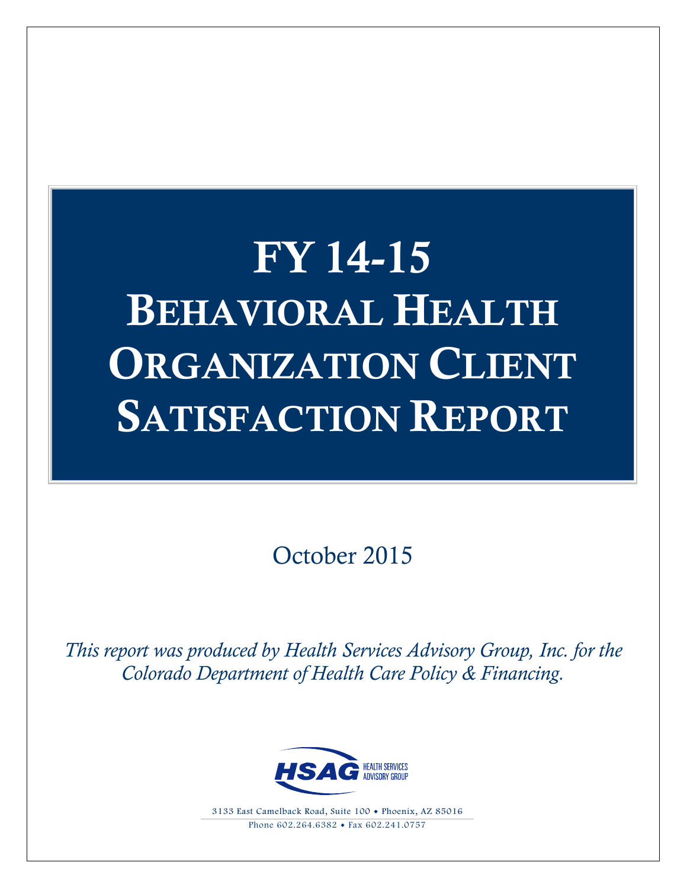# FY 14-15 BEHAVIORAL HEALTH ORGANIZATION CLIENT SATISFACTION REPORT

October 2015

*This report was produced by Health Services Advisory Group, Inc. for the Colorado Department of Health Care Policy & Financing.*

HSAG HEALTH SERVICES ADVISORY GROUP

3133 East Camelback Road, Suite 100 • Phoenix, AZ 85016

Phone 602.264.6382 • Fax 602.241.0757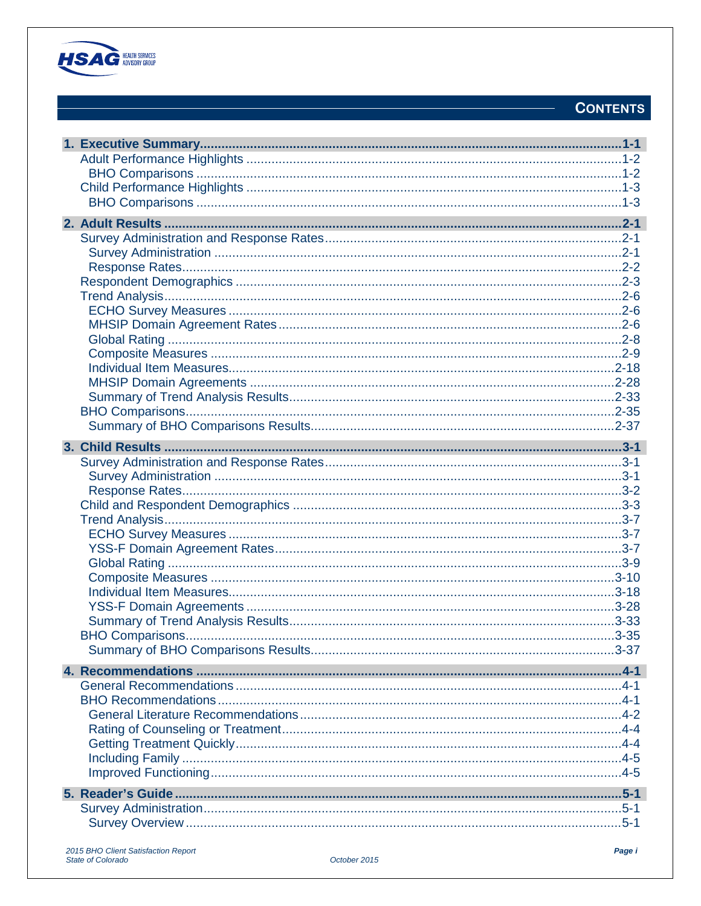# Contents

**1. Executive Summary** ..... 1-1
- Adult Performance Highlights ..... 1-2
  - BHO Comparisons ..... 1-2
- Child Performance Highlights ..... 1-3
  - BHO Comparisons ..... 1-3

**2. Adult Results** ..... 2-1
- Survey Administration and Response Rates ..... 2-1
  - Survey Administration ..... 2-1
  - Response Rates ..... 2-2
- Respondent Demographics ..... 2-3
- Trend Analysis ..... 2-6
  - ECHO Survey Measures ..... 2-6
  - MHSIP Domain Agreement Rates ..... 2-6
  - Global Rating ..... 2-8
  - Composite Measures ..... 2-9
  - Individual Item Measures ..... 2-18
  - MHSIP Domain Agreements ..... 2-28
  - Summary of Trend Analysis Results ..... 2-33
- BHO Comparisons ..... 2-35
  - Summary of BHO Comparisons Results ..... 2-37

**3. Child Results** ..... 3-1
- Survey Administration and Response Rates ..... 3-1
  - Survey Administration ..... 3-1
  - Response Rates ..... 3-2
- Child and Respondent Demographics ..... 3-3
- Trend Analysis ..... 3-7
  - ECHO Survey Measures ..... 3-7
  - YSS-F Domain Agreement Rates ..... 3-7
  - Global Rating ..... 3-9
  - Composite Measures ..... 3-10
  - Individual Item Measures ..... 3-18
  - YSS-F Domain Agreements ..... 3-28
  - Summary of Trend Analysis Results ..... 3-33
- BHO Comparisons ..... 3-35
  - Summary of BHO Comparisons Results ..... 3-37

**4. Recommendations** ..... 4-1
- General Recommendations ..... 4-1
- BHO Recommendations ..... 4-1
  - General Literature Recommendations ..... 4-2
  - Rating of Counseling or Treatment ..... 4-4
  - Getting Treatment Quickly ..... 4-4
  - Including Family ..... 4-5
  - Improved Functioning ..... 4-5

**5. Reader's Guide** ..... 5-1
- Survey Administration ..... 5-1
  - Survey Overview ..... 5-1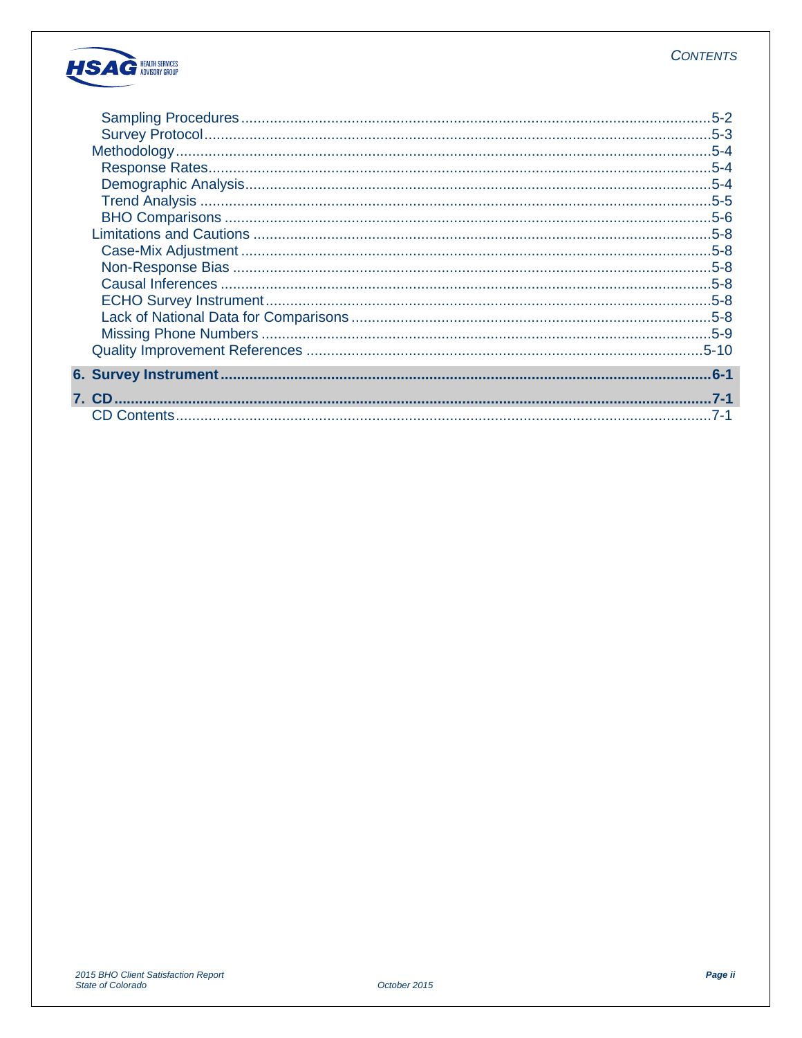- Sampling Procedures ............ 5-2
- Survey Protocol ............ 5-3
- Methodology ............ 5-4
  - Response Rates ............ 5-4
  - Demographic Analysis ............ 5-4
  - Trend Analysis ............ 5-5
  - BHO Comparisons ............ 5-6
- Limitations and Cautions ............ 5-8
  - Case-Mix Adjustment ............ 5-8
  - Non-Response Bias ............ 5-8
  - Causal Inferences ............ 5-8
  - ECHO Survey Instrument ............ 5-8
  - Lack of National Data for Comparisons ............ 5-8
  - Missing Phone Numbers ............ 5-9
- Quality Improvement References ............ 5-10

**6. Survey Instrument ............ 6-1**

**7. CD ............ 7-1**

- CD Contents ............ 7-1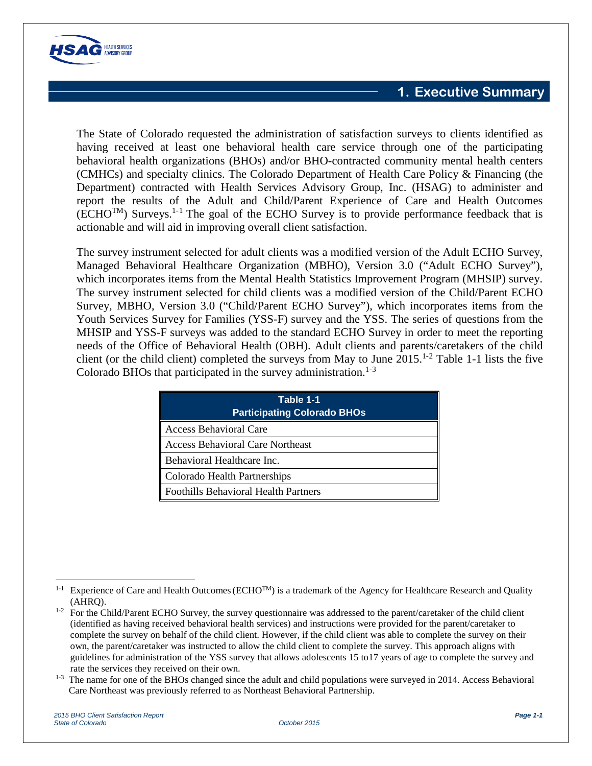# 1. Executive Summary

The State of Colorado requested the administration of satisfaction surveys to clients identified as having received at least one behavioral health care service through one of the participating behavioral health organizations (BHOs) and/or BHO-contracted community mental health centers (CMHCs) and specialty clinics. The Colorado Department of Health Care Policy & Financing (the Department) contracted with Health Services Advisory Group, Inc. (HSAG) to administer and report the results of the Adult and Child/Parent Experience of Care and Health Outcomes (ECHO™) Surveys.[1-1] The goal of the ECHO Survey is to provide performance feedback that is actionable and will aid in improving overall client satisfaction.

The survey instrument selected for adult clients was a modified version of the Adult ECHO Survey, Managed Behavioral Healthcare Organization (MBHO), Version 3.0 ("Adult ECHO Survey"), which incorporates items from the Mental Health Statistics Improvement Program (MHSIP) survey. The survey instrument selected for child clients was a modified version of the Child/Parent ECHO Survey, MBHO, Version 3.0 ("Child/Parent ECHO Survey"), which incorporates items from the Youth Services Survey for Families (YSS-F) survey and the YSS. The series of questions from the MHSIP and YSS-F surveys was added to the standard ECHO Survey in order to meet the reporting needs of the Office of Behavioral Health (OBH). Adult clients and parents/caretakers of the child client (or the child client) completed the surveys from May to June 2015.[1-2] Table 1-1 lists the five Colorado BHOs that participated in the survey administration.[1-3]

| Table 1-1 Participating Colorado BHOs |
| --- |
| Access Behavioral Care |
| Access Behavioral Care Northeast |
| Behavioral Healthcare Inc. |
| Colorado Health Partnerships |
| Foothills Behavioral Health Partners |

---

[1-1] Experience of Care and Health Outcomes (ECHO™) is a trademark of the Agency for Healthcare Research and Quality (AHRQ).

[1-2] For the Child/Parent ECHO Survey, the survey questionnaire was addressed to the parent/caretaker of the child client (identified as having received behavioral health services) and instructions were provided for the parent/caretaker to complete the survey on behalf of the child client. However, if the child client was able to complete the survey on their own, the parent/caretaker was instructed to allow the child client to complete the survey. This approach aligns with guidelines for administration of the YSS survey that allows adolescents 15 to17 years of age to complete the survey and rate the services they received on their own.

[1-3] The name for one of the BHOs changed since the adult and child populations were surveyed in 2014. Access Behavioral Care Northeast was previously referred to as Northeast Behavioral Partnership.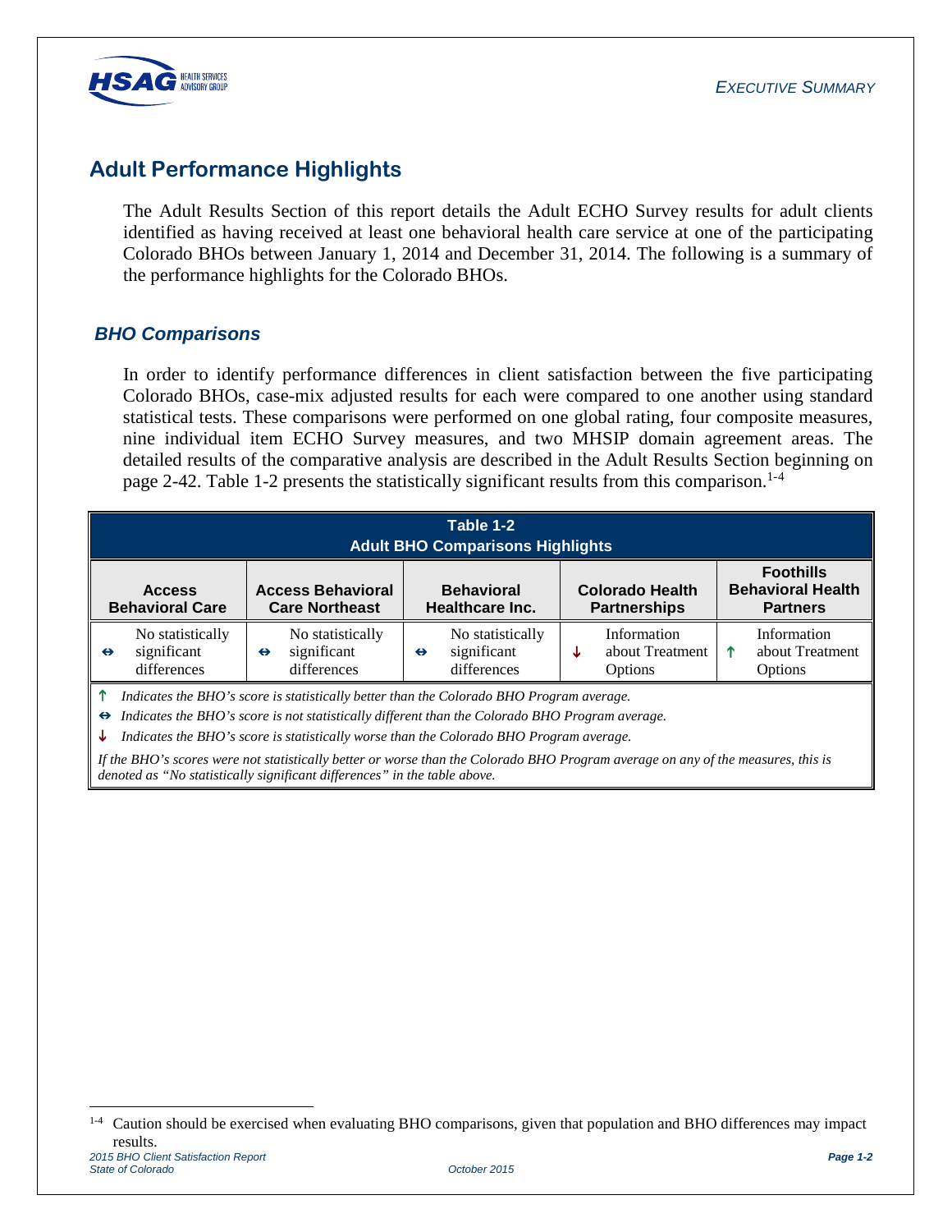## Adult Performance Highlights

The Adult Results Section of this report details the Adult ECHO Survey results for adult clients identified as having received at least one behavioral health care service at one of the participating Colorado BHOs between January 1, 2014 and December 31, 2014. The following is a summary of the performance highlights for the Colorado BHOs.

### *BHO Comparisons*

In order to identify performance differences in client satisfaction between the five participating Colorado BHOs, case-mix adjusted results for each were compared to one another using standard statistical tests. These comparisons were performed on one global rating, four composite measures, nine individual item ECHO Survey measures, and two MHSIP domain agreement areas. The detailed results of the comparative analysis are described in the Adult Results Section beginning on page 2-42. Table 1-2 presents the statistically significant results from this comparison.[1-4]

**Table 1-2**
**Adult BHO Comparisons Highlights**

| Access Behavioral Care | Access Behavioral Care Northeast | Behavioral Healthcare Inc. | Colorado Health Partnerships | Foothills Behavioral Health Partners |
|---|---|---|---|---|
| ↔ No statistically significant differences | ↔ No statistically significant differences | ↔ No statistically significant differences | ↓ Information about Treatment Options | ↑ Information about Treatment Options |

↑ *Indicates the BHO's score is statistically better than the Colorado BHO Program average.*
↔ *Indicates the BHO's score is not statistically different than the Colorado BHO Program average.*
↓ *Indicates the BHO's score is statistically worse than the Colorado BHO Program average.*

*If the BHO's scores were not statistically better or worse than the Colorado BHO Program average on any of the measures, this is denoted as "No statistically significant differences" in the table above.*

[1-4] Caution should be exercised when evaluating BHO comparisons, given that population and BHO differences may impact results.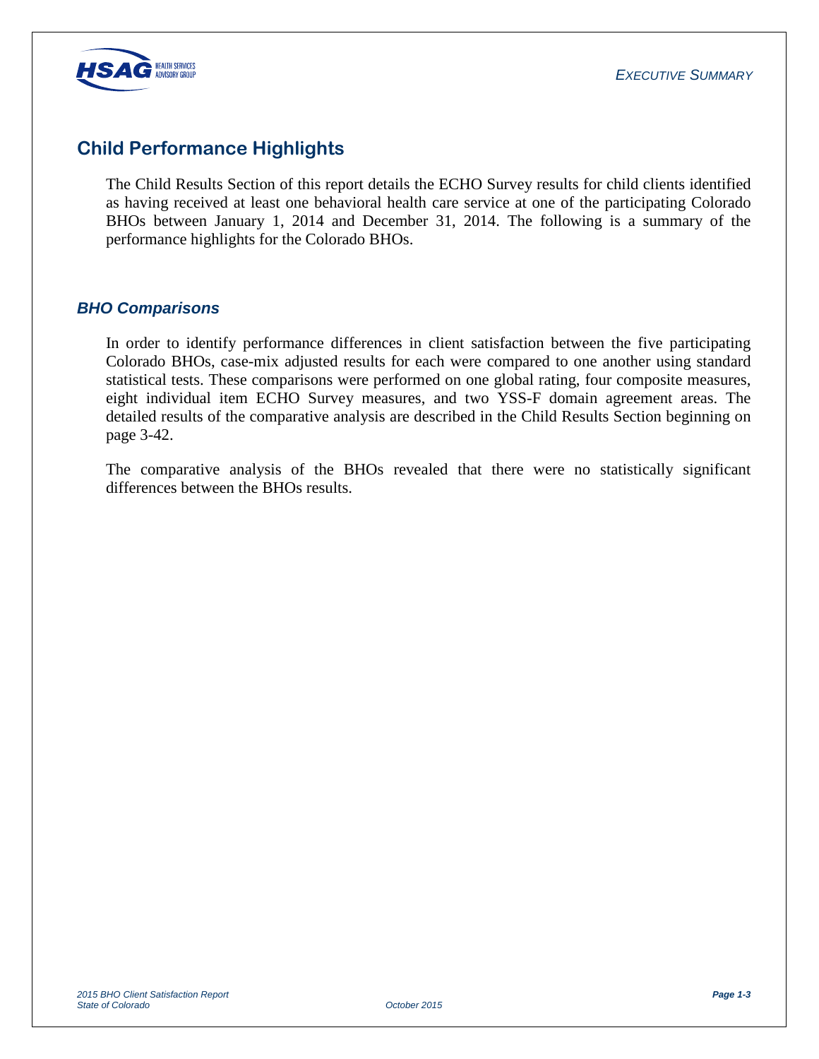## Child Performance Highlights

The Child Results Section of this report details the ECHO Survey results for child clients identified as having received at least one behavioral health care service at one of the participating Colorado BHOs between January 1, 2014 and December 31, 2014. The following is a summary of the performance highlights for the Colorado BHOs.

### *BHO Comparisons*

In order to identify performance differences in client satisfaction between the five participating Colorado BHOs, case-mix adjusted results for each were compared to one another using standard statistical tests. These comparisons were performed on one global rating, four composite measures, eight individual item ECHO Survey measures, and two YSS-F domain agreement areas. The detailed results of the comparative analysis are described in the Child Results Section beginning on page 3-42.

The comparative analysis of the BHOs revealed that there were no statistically significant differences between the BHOs results.